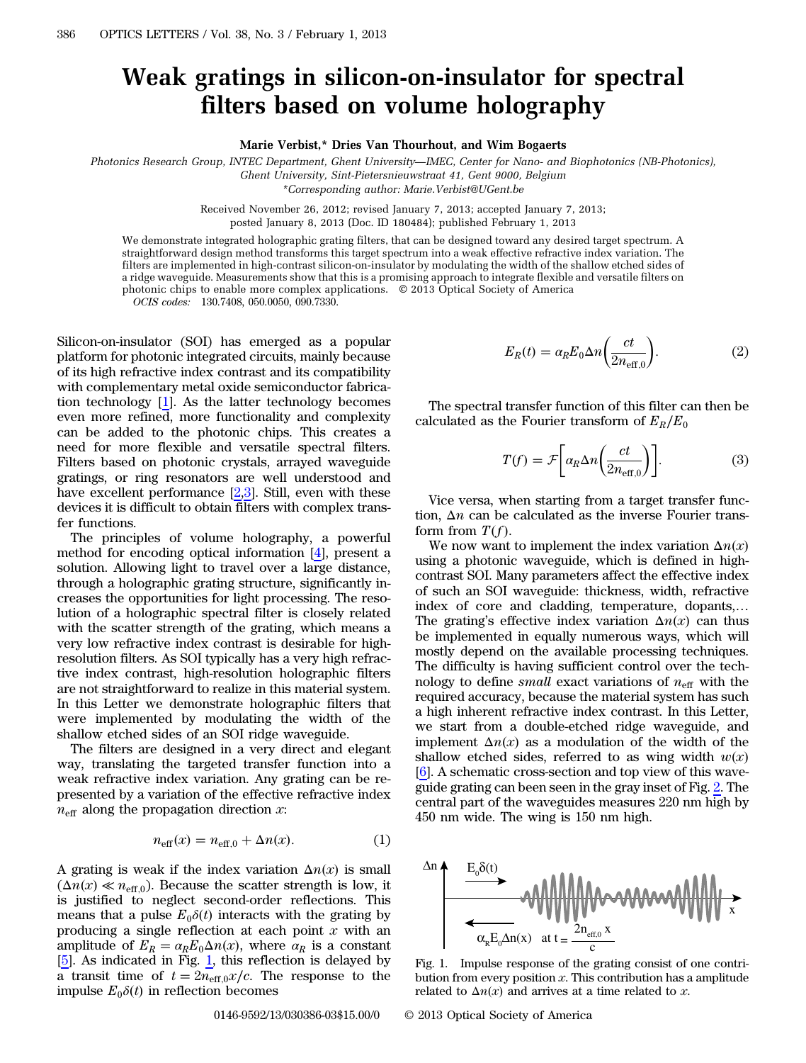# Weak gratings in silicon-on-insulator for spectral filters based on volume holography

**Marie Verbist,* Dries Van Thourhout, and Wim Bogaerts**

*Photonics Research Group, INTEC Department, Ghent University—IMEC, Center for Nano- and Biophotonics (NB-Photonics), Ghent University, Sint-Pietersnieuwstraat 41, Gent 9000, Belgium*
*\*Corresponding author: Marie.Verbist@UGent.be*

Received November 26, 2012; revised January 7, 2013; accepted January 7, 2013; posted January 8, 2013 (Doc. ID 180484); published February 1, 2013

We demonstrate integrated holographic grating filters, that can be designed toward any desired target spectrum. A straightforward design method transforms this target spectrum into a weak effective refractive index variation. The filters are implemented in high-contrast silicon-on-insulator by modulating the width of the shallow etched sides of a ridge waveguide. Measurements show that this is a promising approach to integrate flexible and versatile filters on photonic chips to enable more complex applications. © 2013 Optical Society of America

*OCIS codes:* 130.7408, 050.0050, 090.7330.

Silicon-on-insulator (SOI) has emerged as a popular platform for photonic integrated circuits, mainly because of its high refractive index contrast and its compatibility with complementary metal oxide semiconductor fabrication technology [1]. As the latter technology becomes even more refined, more functionality and complexity can be added to the photonic chips. This creates a need for more flexible and versatile spectral filters. Filters based on photonic crystals, arrayed waveguide gratings, or ring resonators are well understood and have excellent performance [2,3]. Still, even with these devices it is difficult to obtain filters with complex transfer functions.

The principles of volume holography, a powerful method for encoding optical information [4], present a solution. Allowing light to travel over a large distance, through a holographic grating structure, significantly increases the opportunities for light processing. The resolution of a holographic spectral filter is closely related with the scatter strength of the grating, which means a very low refractive index contrast is desirable for high-resolution filters. As SOI typically has a very high refractive index contrast, high-resolution holographic filters are not straightforward to realize in this material system. In this Letter we demonstrate holographic filters that were implemented by modulating the width of the shallow etched sides of an SOI ridge waveguide.

The filters are designed in a very direct and elegant way, translating the targeted transfer function into a weak refractive index variation. Any grating can be represented by a variation of the effective refractive index $n_{\mathrm{eff}}$ along the propagation direction $x$:

$$n_{\mathrm{eff}}(x) = n_{\mathrm{eff},0} + \Delta n(x). \tag{1}$$

A grating is weak if the index variation $\Delta n(x)$ is small ($\Delta n(x) \ll n_{\mathrm{eff},0}$). Because the scatter strength is low, it is justified to neglect second-order reflections. This means that a pulse $E_0\delta(t)$ interacts with the grating by producing a single reflection at each point $x$ with an amplitude of $E_R = \alpha_R E_0 \Delta n(x)$, where $\alpha_R$ is a constant [5]. As indicated in Fig. 1, this reflection is delayed by a transit time of $t = 2n_{\mathrm{eff},0}x/c$. The response to the impulse $E_0\delta(t)$ in reflection becomes

$$E_R(t) = \alpha_R E_0 \Delta n\left(\frac{ct}{2n_{\mathrm{eff},0}}\right). \tag{2}$$

The spectral transfer function of this filter can then be calculated as the Fourier transform of $E_R/E_0$

$$T(f) = \mathcal{F}\left[\alpha_R \Delta n\left(\frac{ct}{2n_{\mathrm{eff},0}}\right)\right]. \tag{3}$$

Vice versa, when starting from a target transfer function, $\Delta n$ can be calculated as the inverse Fourier transform from $T(f)$.

We now want to implement the index variation $\Delta n(x)$ using a photonic waveguide, which is defined in high-contrast SOI. Many parameters affect the effective index of such an SOI waveguide: thickness, width, refractive index of core and cladding, temperature, dopants,… The grating's effective index variation $\Delta n(x)$ can thus be implemented in equally numerous ways, which will mostly depend on the available processing techniques. The difficulty is having sufficient control over the technology to define *small* exact variations of $n_{\mathrm{eff}}$ with the required accuracy, because the material system has such a high inherent refractive index contrast. In this Letter, we start from a double-etched ridge waveguide, and implement $\Delta n(x)$ as a modulation of the width of the shallow etched sides, referred to as wing width $w(x)$ [6]. A schematic cross-section and top view of this waveguide grating can been seen in the gray inset of Fig. 2. The central part of the waveguides measures 220 nm high by 450 nm wide. The wing is 150 nm high.

Fig. 1. Impulse response of the grating consist of one contribution from every position $x$. This contribution has a amplitude related to $\Delta n(x)$ and arrives at a time related to $x$.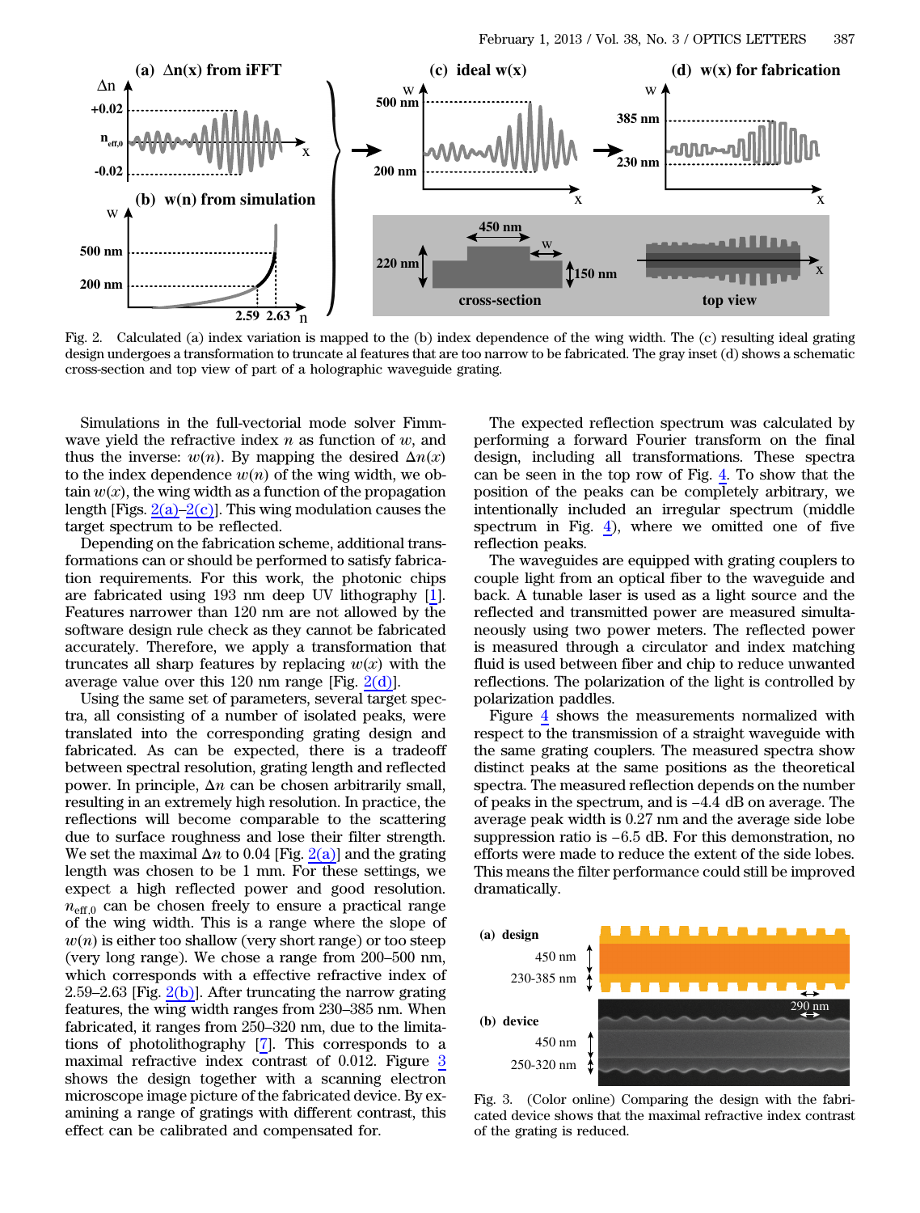Fig. 2. Calculated (a) index variation is mapped to the (b) index dependence of the wing width. The (c) resulting ideal grating design undergoes a transformation to truncate al features that are too narrow to be fabricated. The gray inset (d) shows a schematic cross-section and top view of part of a holographic waveguide grating.

Simulations in the full-vectorial mode solver Fimmwave yield the refractive index $n$ as function of $w$, and thus the inverse: $w(n)$. By mapping the desired $\Delta n(x)$ to the index dependence $w(n)$ of the wing width, we obtain $w(x)$, the wing width as a function of the propagation length [Figs. 2(a)–2(c)]. This wing modulation causes the target spectrum to be reflected.

Depending on the fabrication scheme, additional transformations can or should be performed to satisfy fabrication requirements. For this work, the photonic chips are fabricated using 193 nm deep UV lithography [1]. Features narrower than 120 nm are not allowed by the software design rule check as they cannot be fabricated accurately. Therefore, we apply a transformation that truncates all sharp features by replacing $w(x)$ with the average value over this 120 nm range [Fig. 2(d)].

Using the same set of parameters, several target spectra, all consisting of a number of isolated peaks, were translated into the corresponding grating design and fabricated. As can be expected, there is a tradeoff between spectral resolution, grating length and reflected power. In principle, $\Delta n$ can be chosen arbitrarily small, resulting in an extremely high resolution. In practice, the reflections will become comparable to the scattering due to surface roughness and lose their filter strength. We set the maximal $\Delta n$ to 0.04 [Fig. 2(a)] and the grating length was chosen to be 1 mm. For these settings, we expect a high reflected power and good resolution. $n_{\mathrm{eff},0}$ can be chosen freely to ensure a practical range of the wing width. This is a range where the slope of $w(n)$ is either too shallow (very short range) or too steep (very long range). We chose a range from 200–500 nm, which corresponds with a effective refractive index of 2.59–2.63 [Fig. 2(b)]. After truncating the narrow grating features, the wing width ranges from 230–385 nm. When fabricated, it ranges from 250–320 nm, due to the limitations of photolithography [7]. This corresponds to a maximal refractive index contrast of 0.012. Figure 3 shows the design together with a scanning electron microscope image picture of the fabricated device. By examining a range of gratings with different contrast, this effect can be calibrated and compensated for.

The expected reflection spectrum was calculated by performing a forward Fourier transform on the final design, including all transformations. These spectra can be seen in the top row of Fig. 4. To show that the position of the peaks can be completely arbitrary, we intentionally included an irregular spectrum (middle spectrum in Fig. 4), where we omitted one of five reflection peaks.

The waveguides are equipped with grating couplers to couple light from an optical fiber to the waveguide and back. A tunable laser is used as a light source and the reflected and transmitted power are measured simultaneously using two power meters. The reflected power is measured through a circulator and index matching fluid is used between fiber and chip to reduce unwanted reflections. The polarization of the light is controlled by polarization paddles.

Figure 4 shows the measurements normalized with respect to the transmission of a straight waveguide with the same grating couplers. The measured spectra show distinct peaks at the same positions as the theoretical spectra. The measured reflection depends on the number of peaks in the spectrum, and is −4.4 dB on average. The average peak width is 0.27 nm and the average side lobe suppression ratio is −6.5 dB. For this demonstration, no efforts were made to reduce the extent of the side lobes. This means the filter performance could still be improved dramatically.

Fig. 3. (Color online) Comparing the design with the fabricated device shows that the maximal refractive index contrast of the grating is reduced.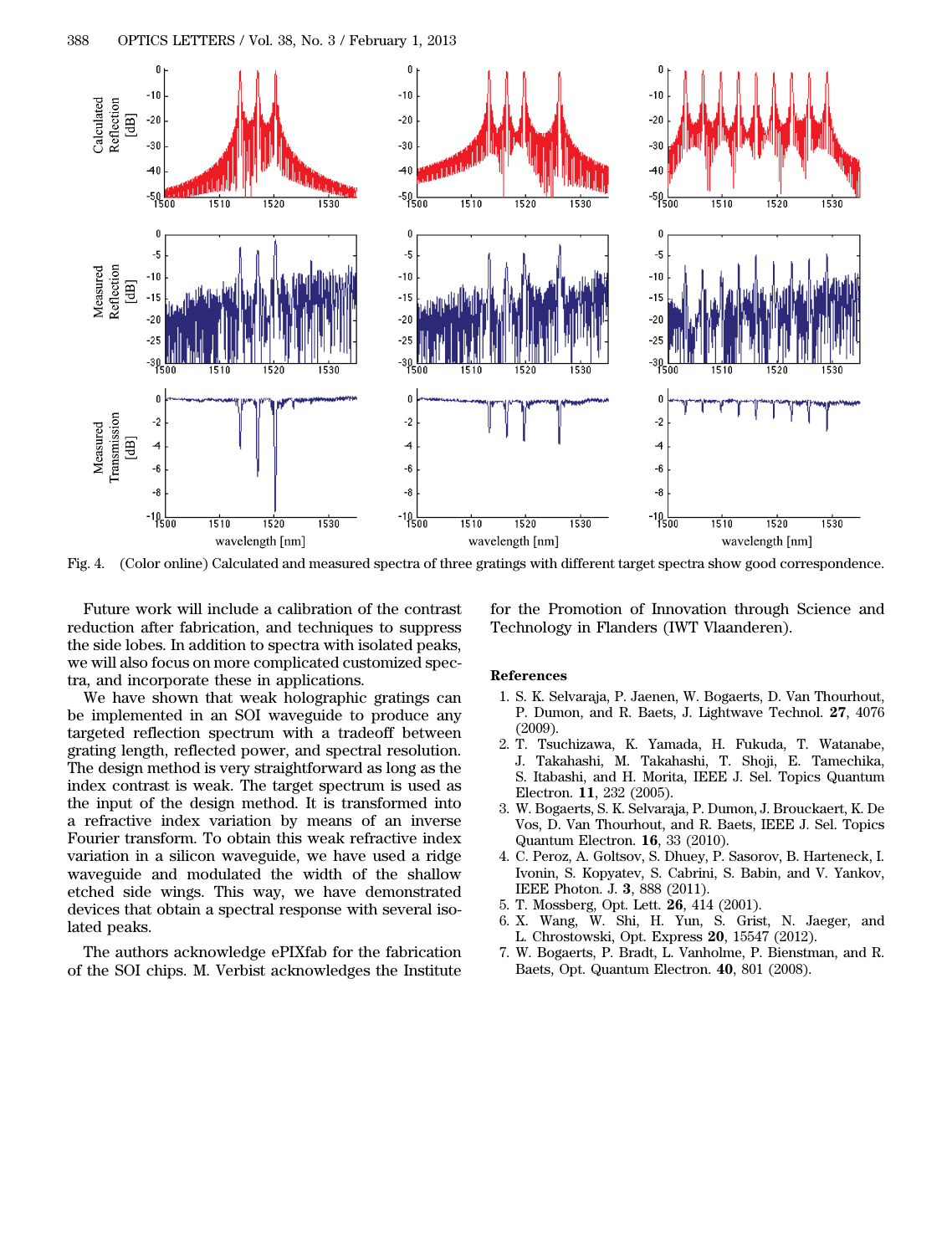Calculated Reflection [dB]

Measured Reflection [dB]

Measured Transmission [dB]

wavelength [nm]

wavelength [nm]

wavelength [nm]

Fig. 4. (Color online) Calculated and measured spectra of three gratings with different target spectra show good correspondence.

Future work will include a calibration of the contrast reduction after fabrication, and techniques to suppress the side lobes. In addition to spectra with isolated peaks, we will also focus on more complicated customized spectra, and incorporate these in applications.

We have shown that weak holographic gratings can be implemented in an SOI waveguide to produce any targeted reflection spectrum with a tradeoff between grating length, reflected power, and spectral resolution. The design method is very straightforward as long as the index contrast is weak. The target spectrum is used as the input of the design method. It is transformed into a refractive index variation by means of an inverse Fourier transform. To obtain this weak refractive index variation in a silicon waveguide, we have used a ridge waveguide and modulated the width of the shallow etched side wings. This way, we have demonstrated devices that obtain a spectral response with several isolated peaks.

The authors acknowledge ePIXfab for the fabrication of the SOI chips. M. Verbist acknowledges the Institute for the Promotion of Innovation through Science and Technology in Flanders (IWT Vlaanderen).

## References

1. S. K. Selvaraja, P. Jaenen, W. Bogaerts, D. Van Thourhout, P. Dumon, and R. Baets, J. Lightwave Technol. **27**, 4076 (2009).
2. T. Tsuchizawa, K. Yamada, H. Fukuda, T. Watanabe, J. Takahashi, M. Takahashi, T. Shoji, E. Tamechika, S. Itabashi, and H. Morita, IEEE J. Sel. Topics Quantum Electron. **11**, 232 (2005).
3. W. Bogaerts, S. K. Selvaraja, P. Dumon, J. Brouckaert, K. De Vos, D. Van Thourhout, and R. Baets, IEEE J. Sel. Topics Quantum Electron. **16**, 33 (2010).
4. C. Peroz, A. Goltsov, S. Dhuey, P. Sasorov, B. Harteneck, I. Ivonin, S. Kopyatev, S. Cabrini, S. Babin, and V. Yankov, IEEE Photon. J. **3**, 888 (2011).
5. T. Mossberg, Opt. Lett. **26**, 414 (2001).
6. X. Wang, W. Shi, H. Yun, S. Grist, N. Jaeger, and L. Chrostowski, Opt. Express **20**, 15547 (2012).
7. W. Bogaerts, P. Bradt, L. Vanholme, P. Bienstman, and R. Baets, Opt. Quantum Electron. **40**, 801 (2008).